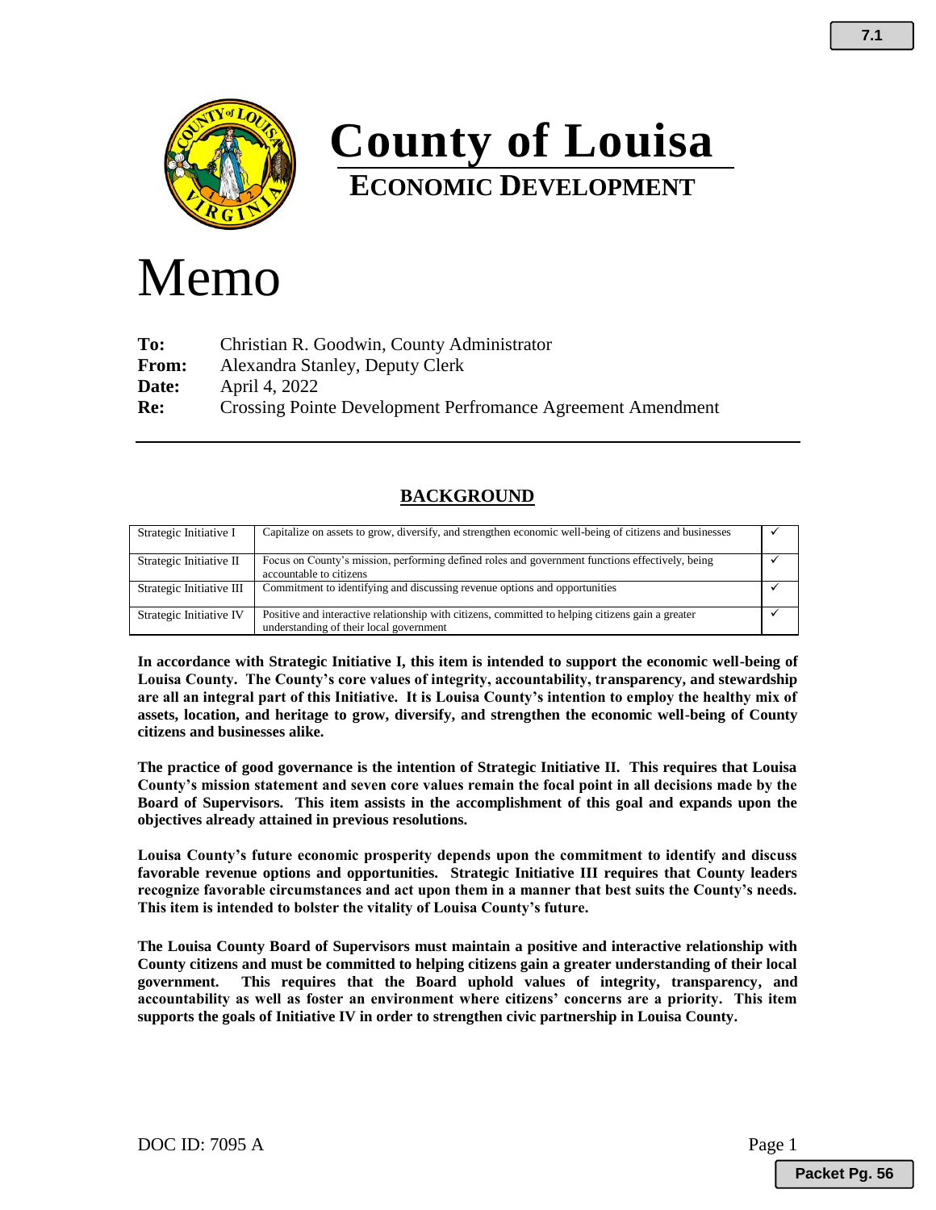# County of Louisa

## ECONOMIC DEVELOPMENT

# Memo

**To:** Christian R. Goodwin, County Administrator
**From:** Alexandra Stanley, Deputy Clerk
**Date:** April 4, 2022
**Re:** Crossing Pointe Development Perfromance Agreement Amendment

---

## BACKGROUND

| | | |
|---|---|---|
| Strategic Initiative I | Capitalize on assets to grow, diversify, and strengthen economic well-being of citizens and businesses | ✓ |
| Strategic Initiative II | Focus on County's mission, performing defined roles and government functions effectively, being accountable to citizens | ✓ |
| Strategic Initiative III | Commitment to identifying and discussing revenue options and opportunities | ✓ |
| Strategic Initiative IV | Positive and interactive relationship with citizens, committed to helping citizens gain a greater understanding of their local government | ✓ |

**In accordance with Strategic Initiative I, this item is intended to support the economic well-being of Louisa County. The County's core values of integrity, accountability, transparency, and stewardship are all an integral part of this Initiative. It is Louisa County's intention to employ the healthy mix of assets, location, and heritage to grow, diversify, and strengthen the economic well-being of County citizens and businesses alike.**

**The practice of good governance is the intention of Strategic Initiative II. This requires that Louisa County's mission statement and seven core values remain the focal point in all decisions made by the Board of Supervisors. This item assists in the accomplishment of this goal and expands upon the objectives already attained in previous resolutions.**

**Louisa County's future economic prosperity depends upon the commitment to identify and discuss favorable revenue options and opportunities. Strategic Initiative III requires that County leaders recognize favorable circumstances and act upon them in a manner that best suits the County's needs. This item is intended to bolster the vitality of Louisa County's future.**

**The Louisa County Board of Supervisors must maintain a positive and interactive relationship with County citizens and must be committed to helping citizens gain a greater understanding of their local government. This requires that the Board uphold values of integrity, transparency, and accountability as well as foster an environment where citizens' concerns are a priority. This item supports the goals of Initiative IV in order to strengthen civic partnership in Louisa County.**

DOC ID: 7095 A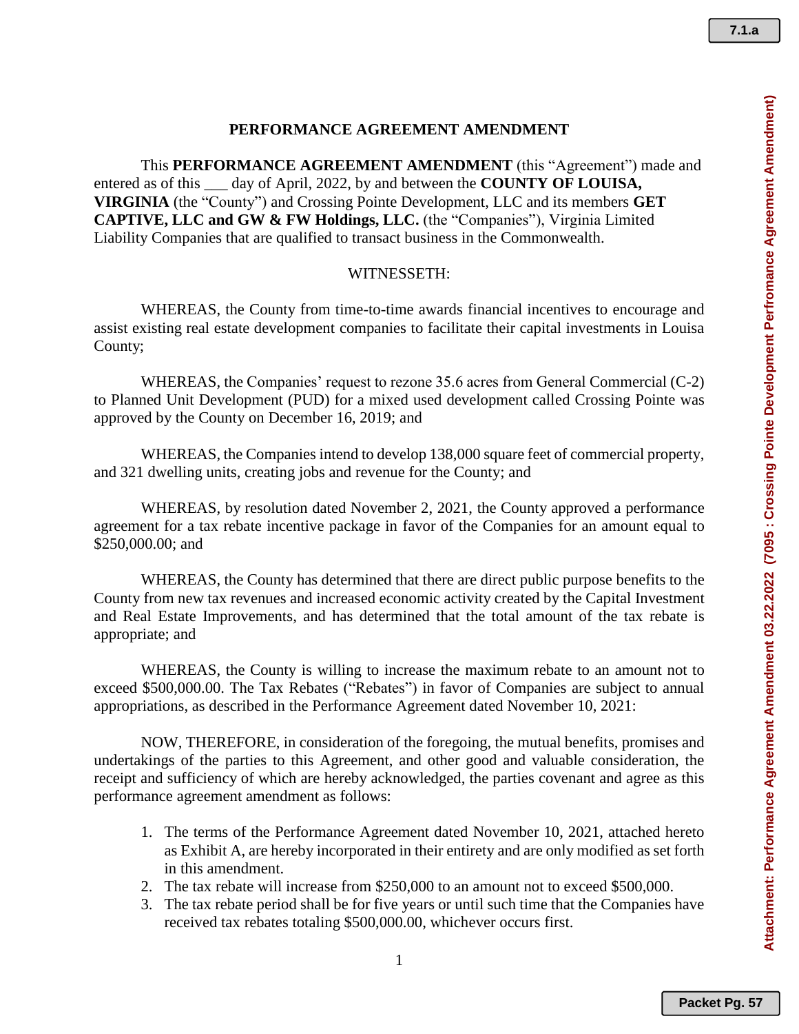# PERFORMANCE AGREEMENT AMENDMENT

This **PERFORMANCE AGREEMENT AMENDMENT** (this "Agreement") made and entered as of this ___ day of April, 2022, by and between the **COUNTY OF LOUISA, VIRGINIA** (the "County") and Crossing Pointe Development, LLC and its members **GET CAPTIVE, LLC and GW & FW Holdings, LLC.** (the "Companies"), Virginia Limited Liability Companies that are qualified to transact business in the Commonwealth.

WITNESSETH:

WHEREAS, the County from time-to-time awards financial incentives to encourage and assist existing real estate development companies to facilitate their capital investments in Louisa County;

WHEREAS, the Companies' request to rezone 35.6 acres from General Commercial (C-2) to Planned Unit Development (PUD) for a mixed used development called Crossing Pointe was approved by the County on December 16, 2019; and

WHEREAS, the Companies intend to develop 138,000 square feet of commercial property, and 321 dwelling units, creating jobs and revenue for the County; and

WHEREAS, by resolution dated November 2, 2021, the County approved a performance agreement for a tax rebate incentive package in favor of the Companies for an amount equal to $250,000.00; and

WHEREAS, the County has determined that there are direct public purpose benefits to the County from new tax revenues and increased economic activity created by the Capital Investment and Real Estate Improvements, and has determined that the total amount of the tax rebate is appropriate; and

WHEREAS, the County is willing to increase the maximum rebate to an amount not to exceed $500,000.00. The Tax Rebates ("Rebates") in favor of Companies are subject to annual appropriations, as described in the Performance Agreement dated November 10, 2021:

NOW, THEREFORE, in consideration of the foregoing, the mutual benefits, promises and undertakings of the parties to this Agreement, and other good and valuable consideration, the receipt and sufficiency of which are hereby acknowledged, the parties covenant and agree as this performance agreement amendment as follows:

1. The terms of the Performance Agreement dated November 10, 2021, attached hereto as Exhibit A, are hereby incorporated in their entirety and are only modified as set forth in this amendment.
2. The tax rebate will increase from $250,000 to an amount not to exceed $500,000.
3. The tax rebate period shall be for five years or until such time that the Companies have received tax rebates totaling $500,000.00, whichever occurs first.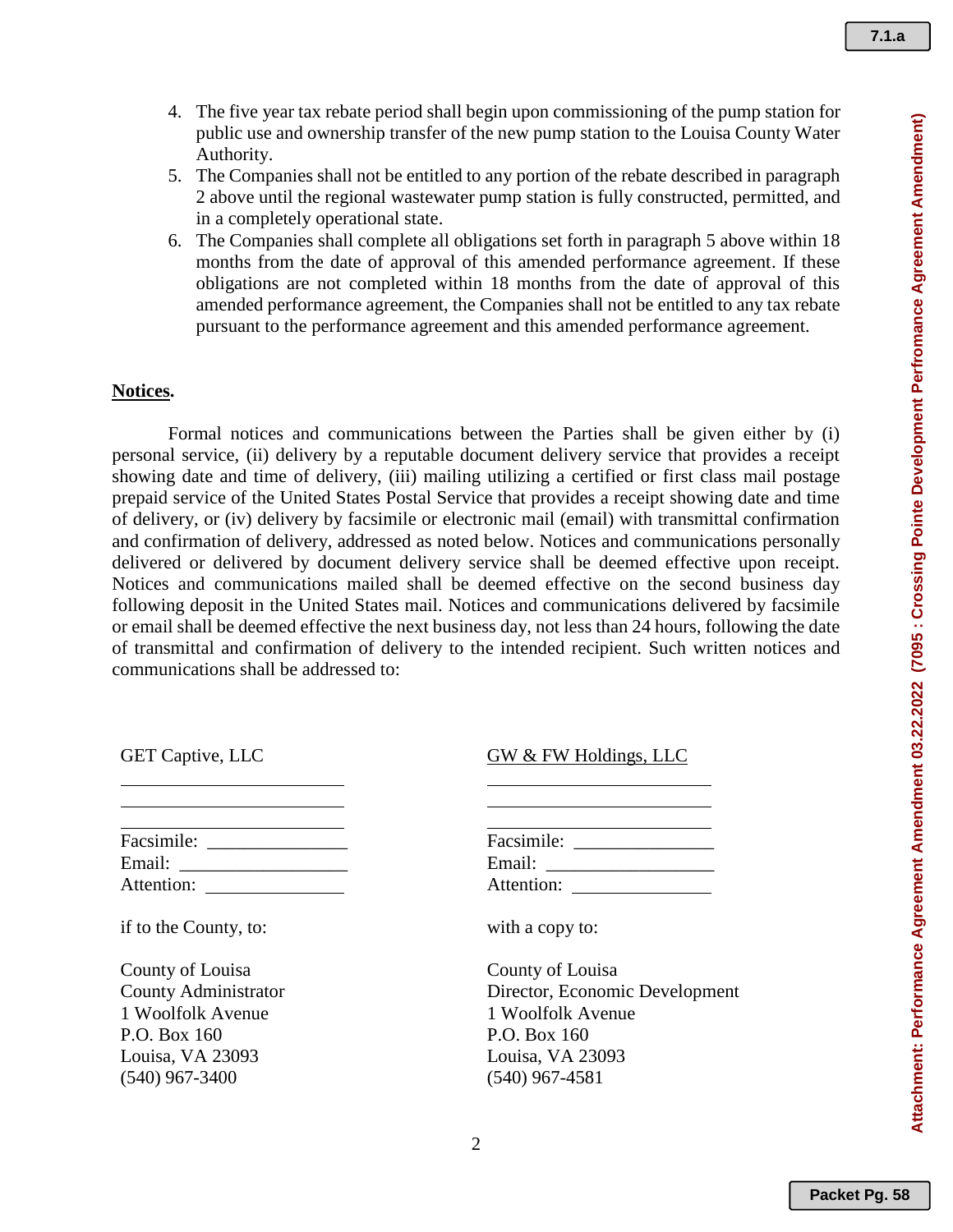4. The five year tax rebate period shall begin upon commissioning of the pump station for public use and ownership transfer of the new pump station to the Louisa County Water Authority.
5. The Companies shall not be entitled to any portion of the rebate described in paragraph 2 above until the regional wastewater pump station is fully constructed, permitted, and in a completely operational state.
6. The Companies shall complete all obligations set forth in paragraph 5 above within 18 months from the date of approval of this amended performance agreement. If these obligations are not completed within 18 months from the date of approval of this amended performance agreement, the Companies shall not be entitled to any tax rebate pursuant to the performance agreement and this amended performance agreement.

**Notices.**

Formal notices and communications between the Parties shall be given either by (i) personal service, (ii) delivery by a reputable document delivery service that provides a receipt showing date and time of delivery, (iii) mailing utilizing a certified or first class mail postage prepaid service of the United States Postal Service that provides a receipt showing date and time of delivery, or (iv) delivery by facsimile or electronic mail (email) with transmittal confirmation and confirmation of delivery, addressed as noted below. Notices and communications personally delivered or delivered by document delivery service shall be deemed effective upon receipt. Notices and communications mailed shall be deemed effective on the second business day following deposit in the United States mail. Notices and communications delivered by facsimile or email shall be deemed effective the next business day, not less than 24 hours, following the date of transmittal and confirmation of delivery to the intended recipient. Such written notices and communications shall be addressed to:

GET Captive, LLC
______________________
______________________
______________________
Facsimile: ______________
Email: ________________
Attention: ______________

GW & FW Holdings, LLC
______________________
______________________
______________________
Facsimile: ______________
Email: ________________
Attention: ______________

if to the County, to:

County of Louisa
County Administrator
1 Woolfolk Avenue
P.O. Box 160
Louisa, VA 23093
(540) 967-3400

with a copy to:

County of Louisa
Director, Economic Development
1 Woolfolk Avenue
P.O. Box 160
Louisa, VA 23093
(540) 967-4581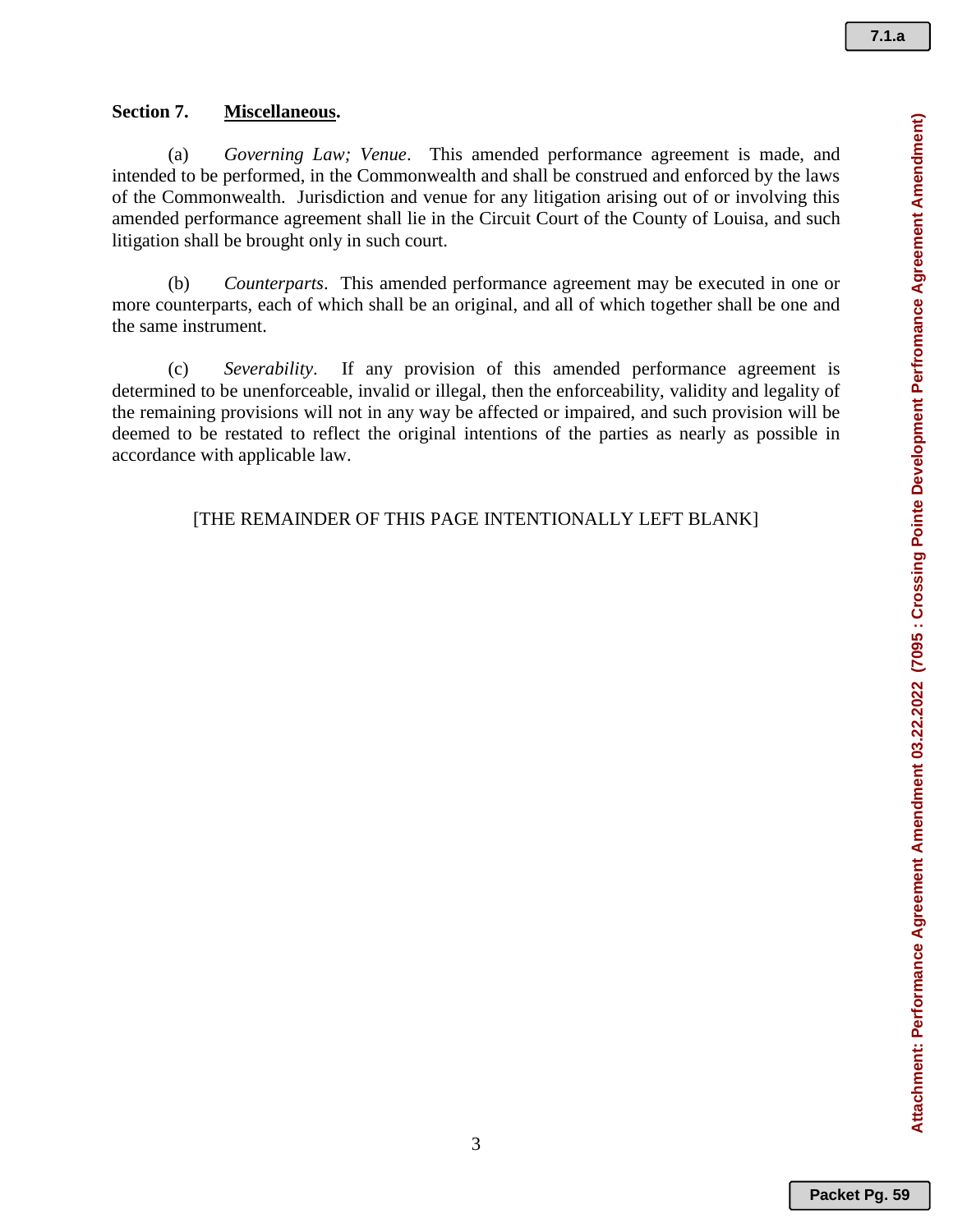**Section 7.** **<u>Miscellaneous</u>.**

(a) *Governing Law; Venue*. This amended performance agreement is made, and intended to be performed, in the Commonwealth and shall be construed and enforced by the laws of the Commonwealth. Jurisdiction and venue for any litigation arising out of or involving this amended performance agreement shall lie in the Circuit Court of the County of Louisa, and such litigation shall be brought only in such court.

(b) *Counterparts*. This amended performance agreement may be executed in one or more counterparts, each of which shall be an original, and all of which together shall be one and the same instrument.

(c) *Severability*. If any provision of this amended performance agreement is determined to be unenforceable, invalid or illegal, then the enforceability, validity and legality of the remaining provisions will not in any way be affected or impaired, and such provision will be deemed to be restated to reflect the original intentions of the parties as nearly as possible in accordance with applicable law.

[THE REMAINDER OF THIS PAGE INTENTIONALLY LEFT BLANK]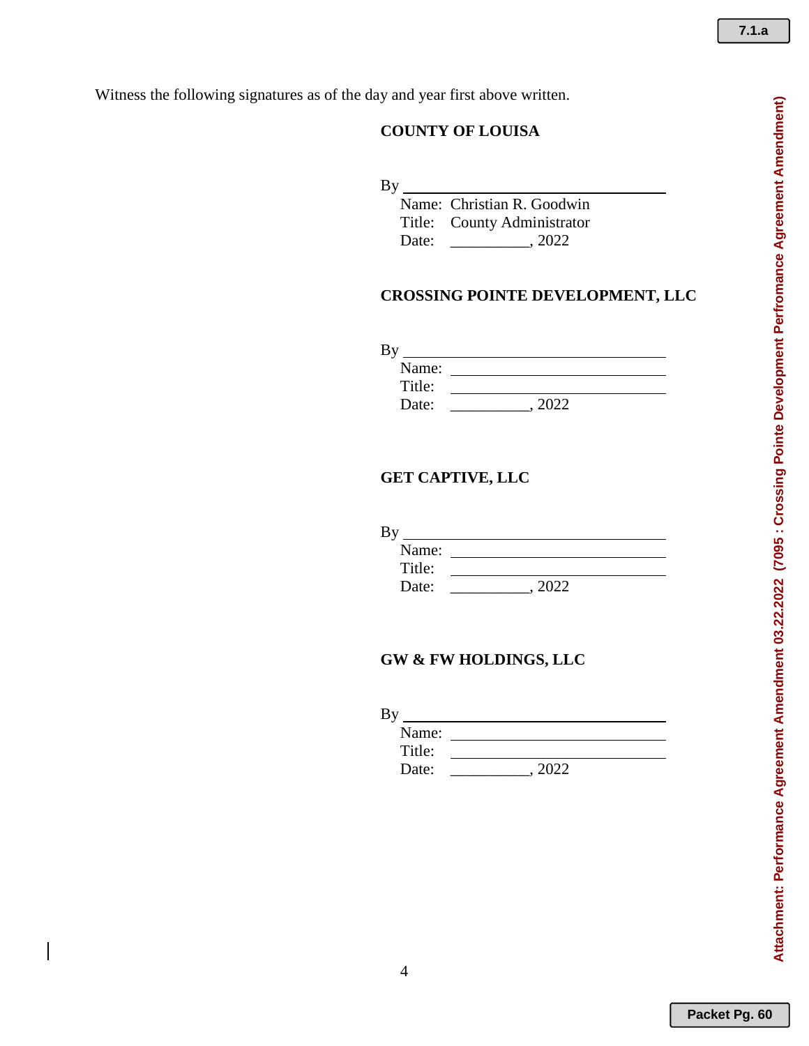Witness the following signatures as of the day and year first above written.

**COUNTY OF LOUISA**

By ______________________________
Name: Christian R. Goodwin
Title: County Administrator
Date: __________, 2022

**CROSSING POINTE DEVELOPMENT, LLC**

By ______________________________
Name: ______________________________
Title: ______________________________
Date: __________, 2022

**GET CAPTIVE, LLC**

By ______________________________
Name: ______________________________
Title: ______________________________
Date: __________, 2022

**GW & FW HOLDINGS, LLC**

By ______________________________
Name: ______________________________
Title: ______________________________
Date: __________, 2022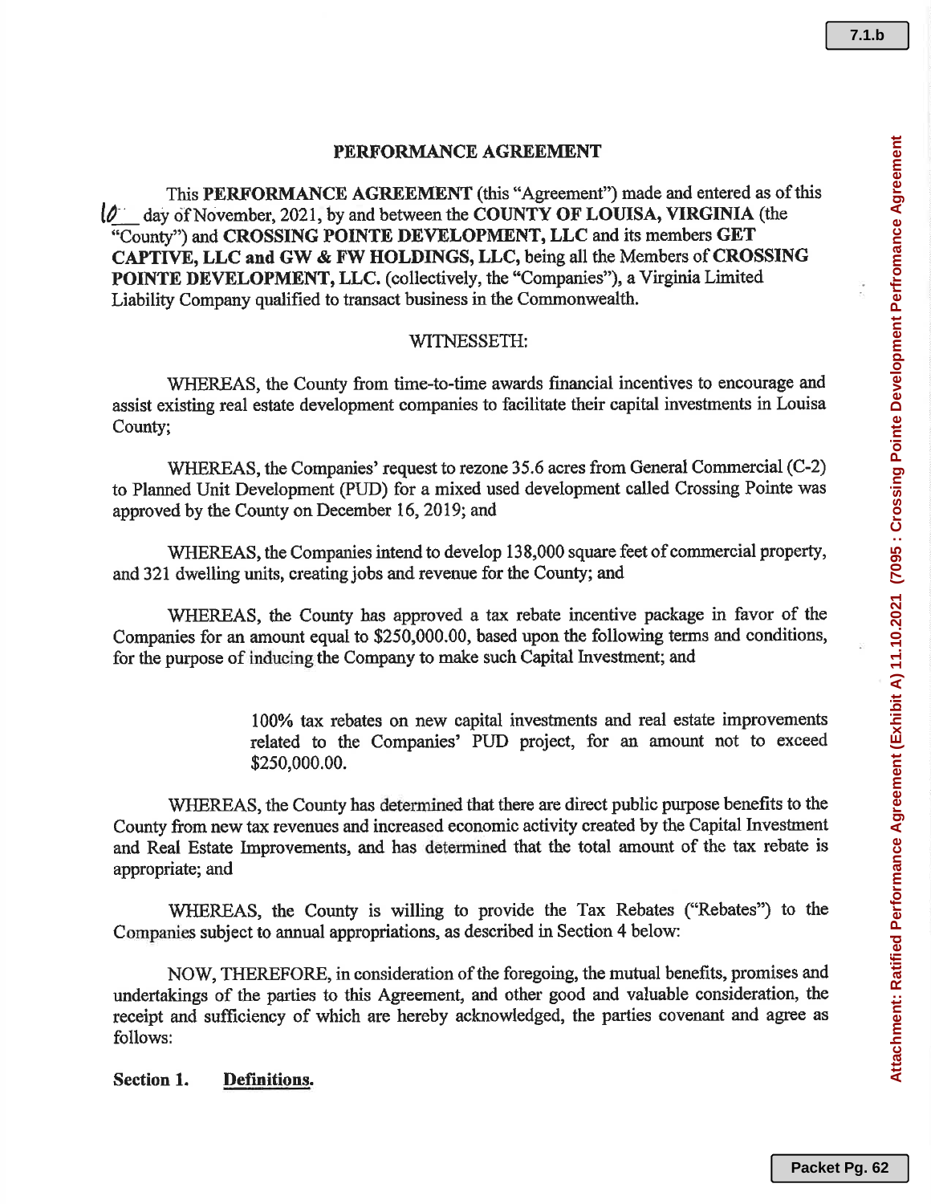# PERFORMANCE AGREEMENT

This **PERFORMANCE AGREEMENT** (this "Agreement") made and entered as of this 10 day of November, 2021, by and between the **COUNTY OF LOUISA, VIRGINIA** (the "County") and **CROSSING POINTE DEVELOPMENT, LLC** and its members **GET CAPTIVE, LLC and GW & FW HOLDINGS, LLC,** being all the Members of **CROSSING POINTE DEVELOPMENT, LLC.** (collectively, the "Companies"), a Virginia Limited Liability Company qualified to transact business in the Commonwealth.

WITNESSETH:

WHEREAS, the County from time-to-time awards financial incentives to encourage and assist existing real estate development companies to facilitate their capital investments in Louisa County;

WHEREAS, the Companies' request to rezone 35.6 acres from General Commercial (C-2) to Planned Unit Development (PUD) for a mixed used development called Crossing Pointe was approved by the County on December 16, 2019; and

WHEREAS, the Companies intend to develop 138,000 square feet of commercial property, and 321 dwelling units, creating jobs and revenue for the County; and

WHEREAS, the County has approved a tax rebate incentive package in favor of the Companies for an amount equal to $250,000.00, based upon the following terms and conditions, for the purpose of inducing the Company to make such Capital Investment; and

> 100% tax rebates on new capital investments and real estate improvements related to the Companies' PUD project, for an amount not to exceed $250,000.00.

WHEREAS, the County has determined that there are direct public purpose benefits to the County from new tax revenues and increased economic activity created by the Capital Investment and Real Estate Improvements, and has determined that the total amount of the tax rebate is appropriate; and

WHEREAS, the County is willing to provide the Tax Rebates ("Rebates") to the Companies subject to annual appropriations, as described in Section 4 below:

NOW, THEREFORE, in consideration of the foregoing, the mutual benefits, promises and undertakings of the parties to this Agreement, and other good and valuable consideration, the receipt and sufficiency of which are hereby acknowledged, the parties covenant and agree as follows:

**Section 1.** **Definitions.**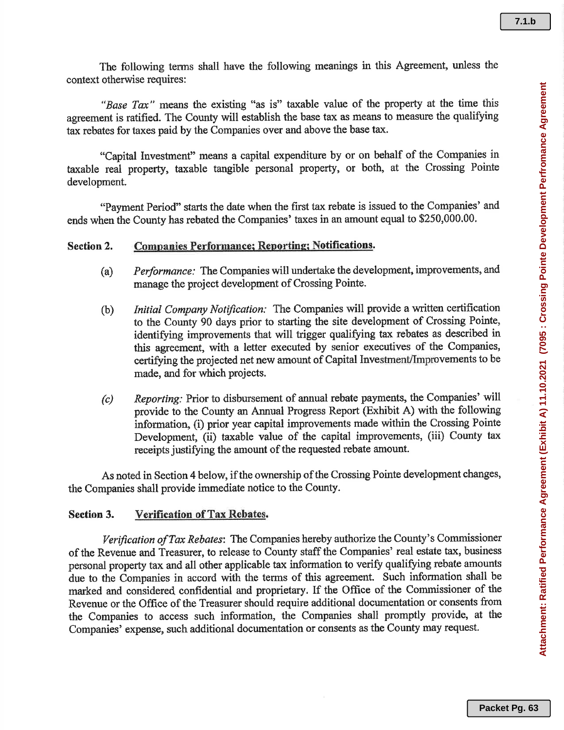The following terms shall have the following meanings in this Agreement, unless the context otherwise requires:

*"Base Tax"* means the existing "as is" taxable value of the property at the time this agreement is ratified. The County will establish the base tax as means to measure the qualifying tax rebates for taxes paid by the Companies over and above the base tax.

"Capital Investment" means a capital expenditure by or on behalf of the Companies in taxable real property, taxable tangible personal property, or both, at the Crossing Pointe development.

"Payment Period" starts the date when the first tax rebate is issued to the Companies' and ends when the County has rebated the Companies' taxes in an amount equal to $250,000.00.

**Section 2. Companies Performance; Reporting; Notifications.**

(a) *Performance:* The Companies will undertake the development, improvements, and manage the project development of Crossing Pointe.

(b) *Initial Company Notification:* The Companies will provide a written certification to the County 90 days prior to starting the site development of Crossing Pointe, identifying improvements that will trigger qualifying tax rebates as described in this agreement, with a letter executed by senior executives of the Companies, certifying the projected net new amount of Capital Investment/Improvements to be made, and for which projects.

*(c)* *Reporting:* Prior to disbursement of annual rebate payments, the Companies' will provide to the County an Annual Progress Report (Exhibit A) with the following information, (i) prior year capital improvements made within the Crossing Pointe Development, (ii) taxable value of the capital improvements, (iii) County tax receipts justifying the amount of the requested rebate amount.

As noted in Section 4 below, if the ownership of the Crossing Pointe development changes, the Companies shall provide immediate notice to the County.

**Section 3. Verification of Tax Rebates.**

*Verification of Tax Rebates*: The Companies hereby authorize the County's Commissioner of the Revenue and Treasurer, to release to County staff the Companies' real estate tax, business personal property tax and all other applicable tax information to verify qualifying rebate amounts due to the Companies in accord with the terms of this agreement. Such information shall be marked and considered confidential and proprietary. If the Office of the Commissioner of the Revenue or the Office of the Treasurer should require additional documentation or consents from the Companies to access such information, the Companies shall promptly provide, at the Companies' expense, such additional documentation or consents as the County may request.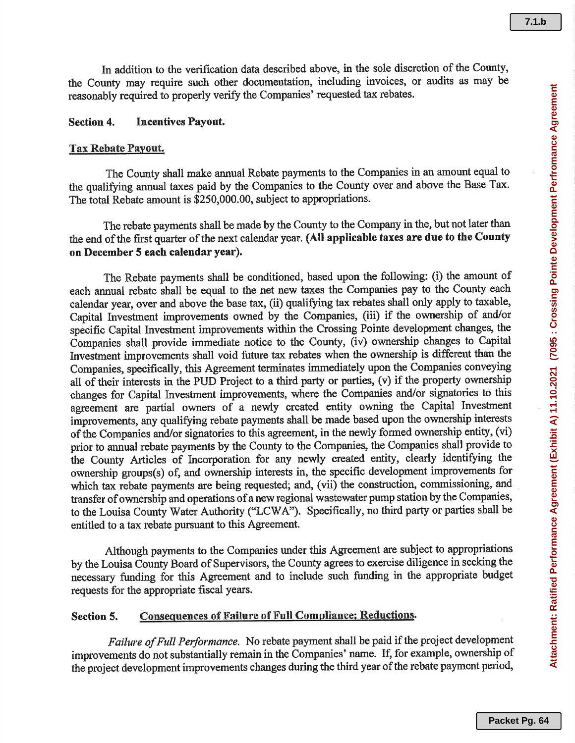In addition to the verification data described above, in the sole discretion of the County, the County may require such other documentation, including invoices, or audits as may be reasonably required to properly verify the Companies' requested tax rebates.

**Section 4. Incentives Payout.**

**Tax Rebate Payout.**

The County shall make annual Rebate payments to the Companies in an amount equal to the qualifying annual taxes paid by the Companies to the County over and above the Base Tax. The total Rebate amount is $250,000.00, subject to appropriations.

The rebate payments shall be made by the County to the Company in the, but not later than the end of the first quarter of the next calendar year. **(All applicable taxes are due to the County on December 5 each calendar year).**

The Rebate payments shall be conditioned, based upon the following: (i) the amount of each annual rebate shall be equal to the net new taxes the Companies pay to the County each calendar year, over and above the base tax, (ii) qualifying tax rebates shall only apply to taxable, Capital Investment improvements owned by the Companies, (iii) if the ownership of and/or specific Capital Investment improvements within the Crossing Pointe development changes, the Companies shall provide immediate notice to the County, (iv) ownership changes to Capital Investment improvements shall void future tax rebates when the ownership is different than the Companies, specifically, this Agreement terminates immediately upon the Companies conveying all of their interests in the PUD Project to a third party or parties, (v) if the property ownership changes for Capital Investment improvements, where the Companies and/or signatories to this agreement are partial owners of a newly created entity owning the Capital Investment improvements, any qualifying rebate payments shall be made based upon the ownership interests of the Companies and/or signatories to this agreement, in the newly formed ownership entity, (vi) prior to annual rebate payments by the County to the Companies, the Companies shall provide to the County Articles of Incorporation for any newly created entity, clearly identifying the ownership groups(s) of, and ownership interests in, the specific development improvements for which tax rebate payments are being requested; and, (vii) the construction, commissioning, and transfer of ownership and operations of a new regional wastewater pump station by the Companies, to the Louisa County Water Authority ("LCWA"). Specifically, no third party or parties shall be entitled to a tax rebate pursuant to this Agreement.

Although payments to the Companies under this Agreement are subject to appropriations by the Louisa County Board of Supervisors, the County agrees to exercise diligence in seeking the necessary funding for this Agreement and to include such funding in the appropriate budget requests for the appropriate fiscal years.

**Section 5. Consequences of Failure of Full Compliance; Reductions.**

*Failure of Full Performance.* No rebate payment shall be paid if the project development improvements do not substantially remain in the Companies' name. If, for example, ownership of the project development improvements changes during the third year of the rebate payment period,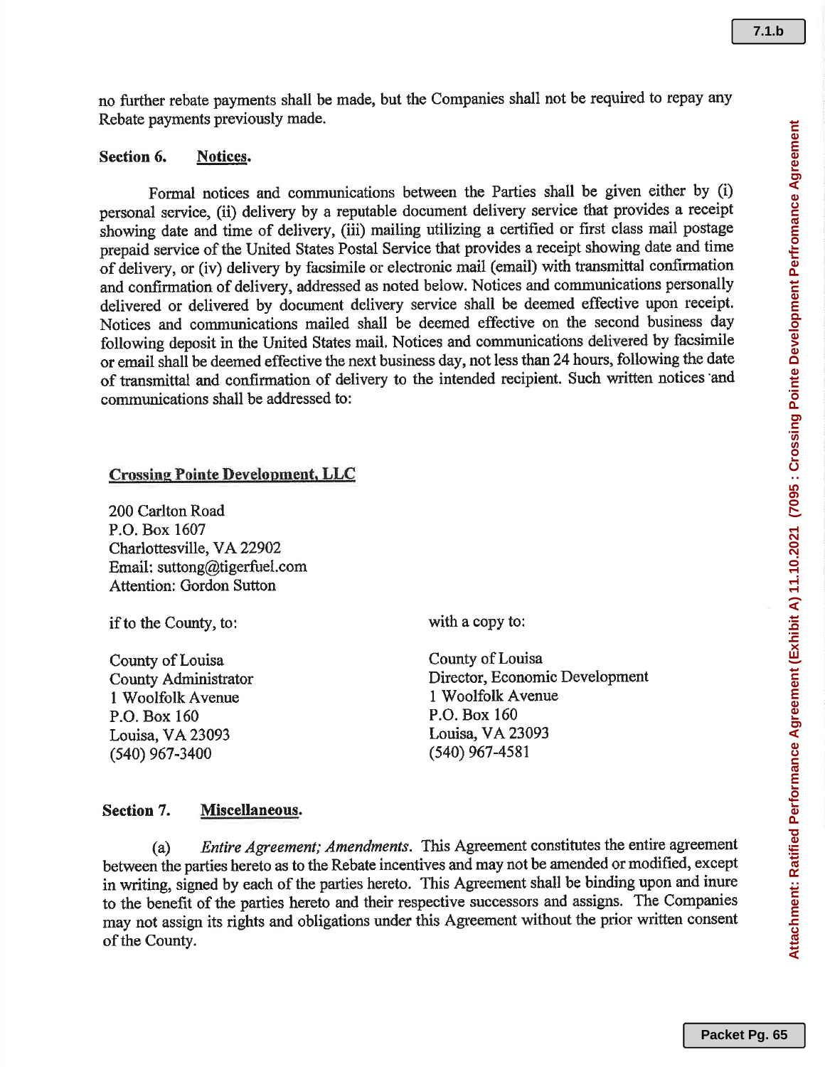no further rebate payments shall be made, but the Companies shall not be required to repay any Rebate payments previously made.

**Section 6. Notices.**

Formal notices and communications between the Parties shall be given either by (i) personal service, (ii) delivery by a reputable document delivery service that provides a receipt showing date and time of delivery, (iii) mailing utilizing a certified or first class mail postage prepaid service of the United States Postal Service that provides a receipt showing date and time of delivery, or (iv) delivery by facsimile or electronic mail (email) with transmittal confirmation and confirmation of delivery, addressed as noted below. Notices and communications personally delivered or delivered by document delivery service shall be deemed effective upon receipt. Notices and communications mailed shall be deemed effective on the second business day following deposit in the United States mail. Notices and communications delivered by facsimile or email shall be deemed effective the next business day, not less than 24 hours, following the date of transmittal and confirmation of delivery to the intended recipient. Such written notices and communications shall be addressed to:

**Crossing Pointe Development, LLC**

200 Carlton Road
P.O. Box 1607
Charlottesville, VA 22902
Email: suttong@tigerfuel.com
Attention: Gordon Sutton

if to the County, to:

County of Louisa
County Administrator
1 Woolfolk Avenue
P.O. Box 160
Louisa, VA 23093
(540) 967-3400

with a copy to:

County of Louisa
Director, Economic Development
1 Woolfolk Avenue
P.O. Box 160
Louisa, VA 23093
(540) 967-4581

**Section 7. Miscellaneous.**

(a) *Entire Agreement; Amendments*. This Agreement constitutes the entire agreement between the parties hereto as to the Rebate incentives and may not be amended or modified, except in writing, signed by each of the parties hereto. This Agreement shall be binding upon and inure to the benefit of the parties hereto and their respective successors and assigns. The Companies may not assign its rights and obligations under this Agreement without the prior written consent of the County.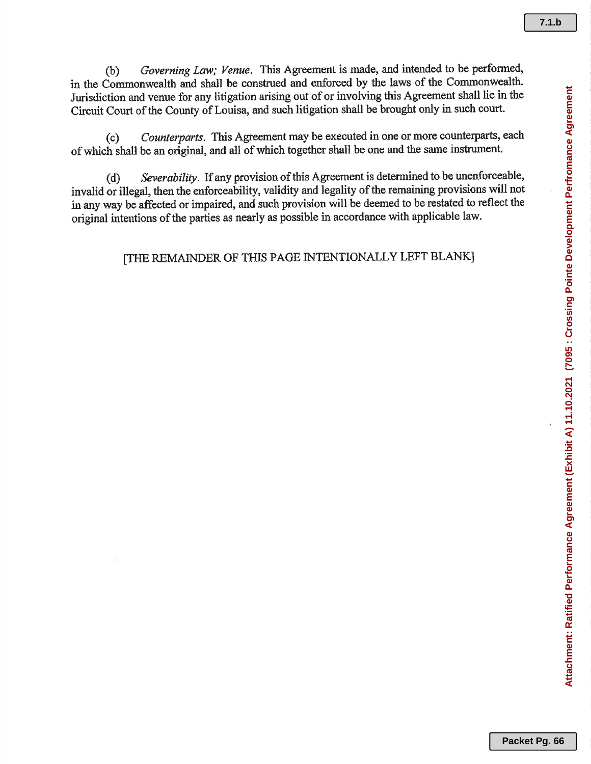(b) *Governing Law; Venue.* This Agreement is made, and intended to be performed, in the Commonwealth and shall be construed and enforced by the laws of the Commonwealth. Jurisdiction and venue for any litigation arising out of or involving this Agreement shall lie in the Circuit Court of the County of Louisa, and such litigation shall be brought only in such court.

(c) *Counterparts.* This Agreement may be executed in one or more counterparts, each of which shall be an original, and all of which together shall be one and the same instrument.

(d) *Severability.* If any provision of this Agreement is determined to be unenforceable, invalid or illegal, then the enforceability, validity and legality of the remaining provisions will not in any way be affected or impaired, and such provision will be deemed to be restated to reflect the original intentions of the parties as nearly as possible in accordance with applicable law.

[THE REMAINDER OF THIS PAGE INTENTIONALLY LEFT BLANK]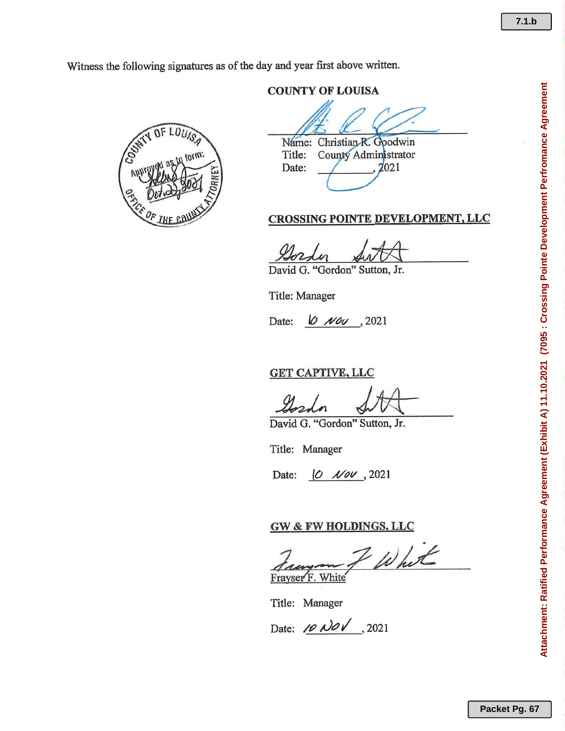Witness the following signatures as of the day and year first above written.

COUNTY OF LOUISA
Approved as to form:
Oct 22, 2021
OFFICE OF THE COUNTY ATTORNEY

**COUNTY OF LOUISA**

Name: Christian R. Goodwin
Title: County Administrator
Date: __________, 2021

**CROSSING POINTE DEVELOPMENT, LLC**

David G. "Gordon" Sutton, Jr.

Title: Manager

Date: 10 NOV, 2021

**GET CAPTIVE, LLC**

David G. "Gordon" Sutton, Jr.

Title: Manager

Date: 10 NOV, 2021

**GW & FW HOLDINGS, LLC**

Frayser F. White

Title: Manager

Date: 10 NOV, 2021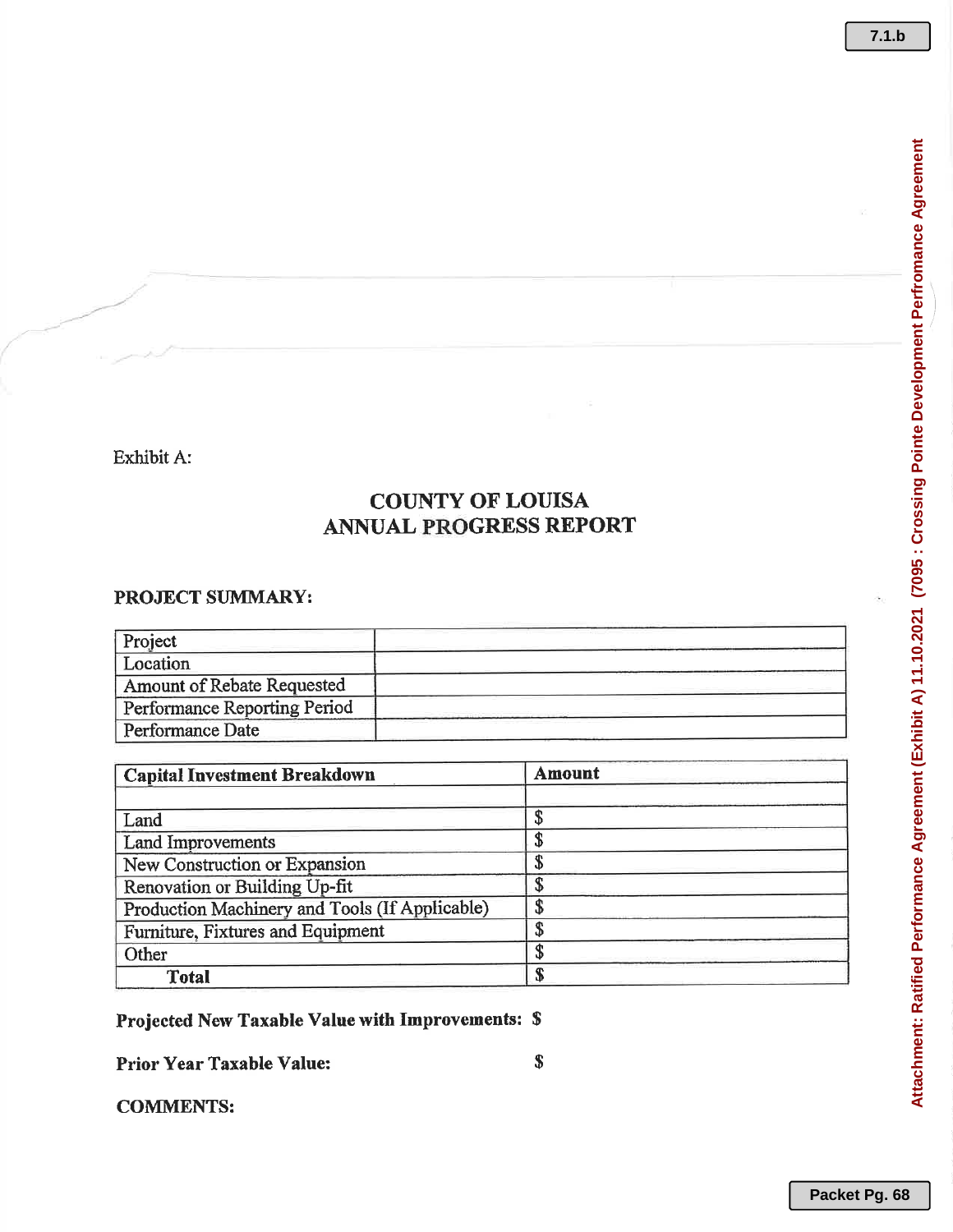Exhibit A:

## COUNTY OF LOUISA
## ANNUAL PROGRESS REPORT

### PROJECT SUMMARY:

| Project | |
|---|---|
| Location | |
| Amount of Rebate Requested | |
| Performance Reporting Period | |
| Performance Date | |

| Capital Investment Breakdown | Amount |
|---|---|
| | |
| Land | $ |
| Land Improvements | $ |
| New Construction or Expansion | $ |
| Renovation or Building Up-fit | $ |
| Production Machinery and Tools (If Applicable) | $ |
| Furniture, Fixtures and Equipment | $ |
| Other | $ |
| **Total** | $ |

**Projected New Taxable Value with Improvements:** $

**Prior Year Taxable Value:** $

**COMMENTS:**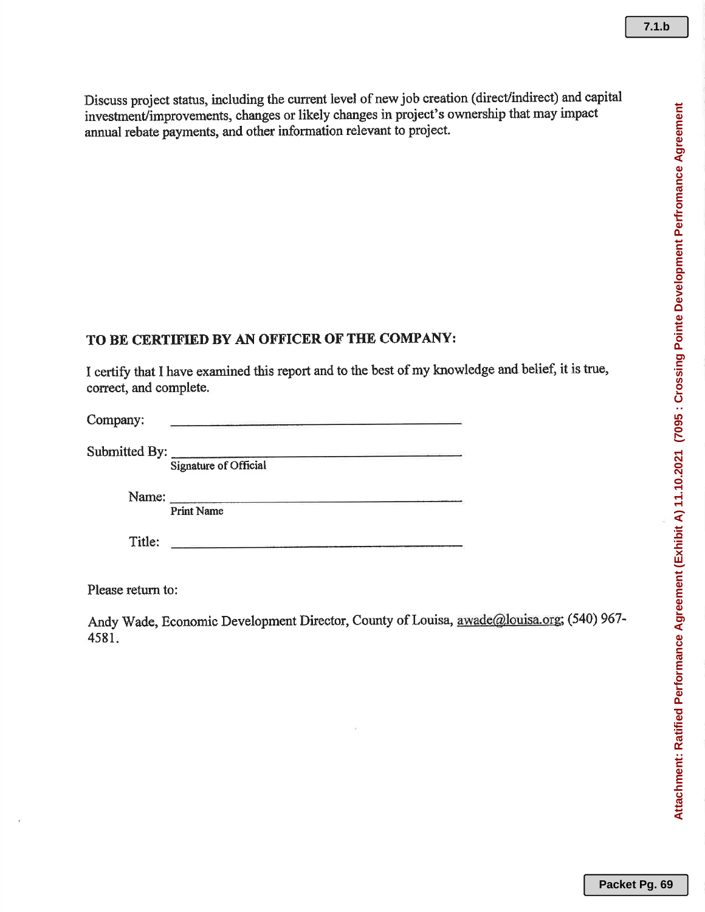Discuss project status, including the current level of new job creation (direct/indirect) and capital investment/improvements, changes or likely changes in project's ownership that may impact annual rebate payments, and other information relevant to project.

**TO BE CERTIFIED BY AN OFFICER OF THE COMPANY:**

I certify that I have examined this report and to the best of my knowledge and belief, it is true, correct, and complete.

Company: ______________________________________

Submitted By: ______________________________________
Signature of Official

Name: ______________________________________
Print Name

Title: ______________________________________

Please return to:

Andy Wade, Economic Development Director, County of Louisa, awade@louisa.org; (540) 967-4581.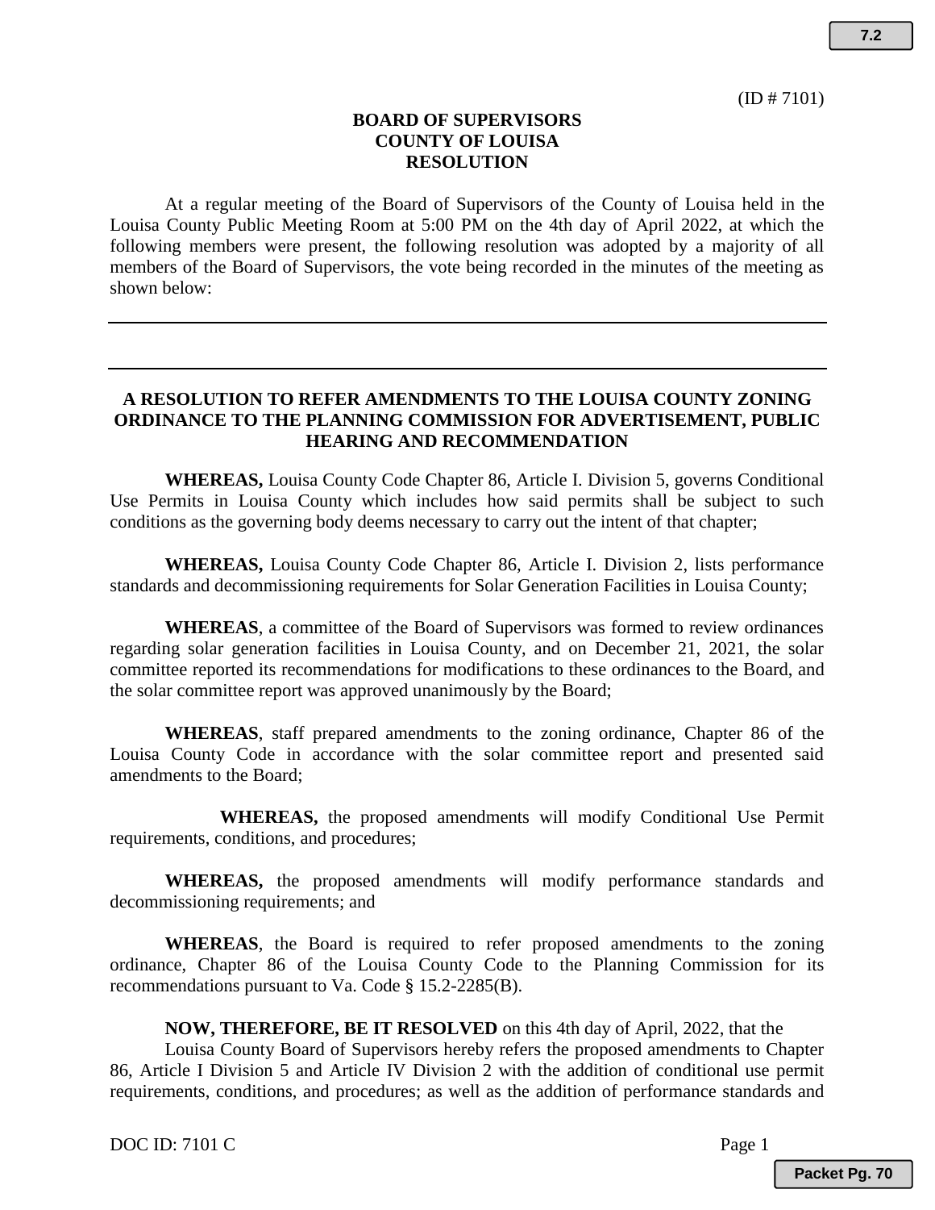(ID # 7101)

**BOARD OF SUPERVISORS**
**COUNTY OF LOUISA**
**RESOLUTION**

At a regular meeting of the Board of Supervisors of the County of Louisa held in the Louisa County Public Meeting Room at 5:00 PM on the 4th day of April 2022, at which the following members were present, the following resolution was adopted by a majority of all members of the Board of Supervisors, the vote being recorded in the minutes of the meeting as shown below:

---

---

**A RESOLUTION TO REFER AMENDMENTS TO THE LOUISA COUNTY ZONING ORDINANCE TO THE PLANNING COMMISSION FOR ADVERTISEMENT, PUBLIC HEARING AND RECOMMENDATION**

**WHEREAS,** Louisa County Code Chapter 86, Article I. Division 5, governs Conditional Use Permits in Louisa County which includes how said permits shall be subject to such conditions as the governing body deems necessary to carry out the intent of that chapter;

**WHEREAS,** Louisa County Code Chapter 86, Article I. Division 2, lists performance standards and decommissioning requirements for Solar Generation Facilities in Louisa County;

**WHEREAS**, a committee of the Board of Supervisors was formed to review ordinances regarding solar generation facilities in Louisa County, and on December 21, 2021, the solar committee reported its recommendations for modifications to these ordinances to the Board, and the solar committee report was approved unanimously by the Board;

**WHEREAS**, staff prepared amendments to the zoning ordinance, Chapter 86 of the Louisa County Code in accordance with the solar committee report and presented said amendments to the Board;

**WHEREAS,** the proposed amendments will modify Conditional Use Permit requirements, conditions, and procedures;

**WHEREAS,** the proposed amendments will modify performance standards and decommissioning requirements; and

**WHEREAS**, the Board is required to refer proposed amendments to the zoning ordinance, Chapter 86 of the Louisa County Code to the Planning Commission for its recommendations pursuant to Va. Code § 15.2-2285(B).

**NOW, THEREFORE, BE IT RESOLVED** on this 4th day of April, 2022, that the Louisa County Board of Supervisors hereby refers the proposed amendments to Chapter 86, Article I Division 5 and Article IV Division 2 with the addition of conditional use permit requirements, conditions, and procedures; as well as the addition of performance standards and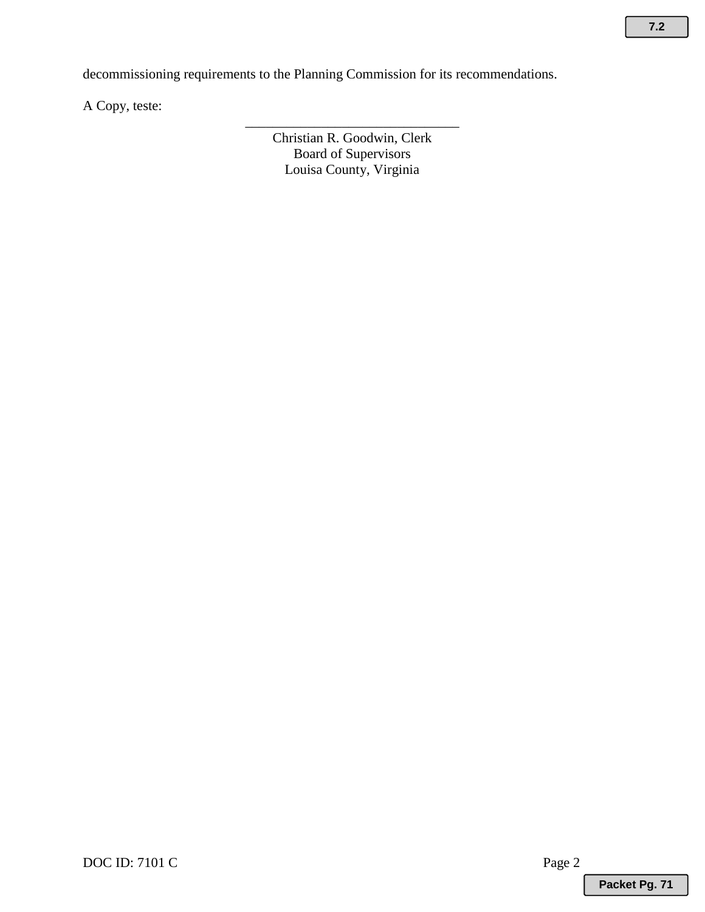decommissioning requirements to the Planning Commission for its recommendations.

A Copy, teste:

\_\_\_\_\_\_\_\_\_\_\_\_\_\_\_\_\_\_\_\_\_\_\_\_\_\_\_\_\_\_\_\_

Christian R. Goodwin, Clerk
Board of Supervisors
Louisa County, Virginia

DOC ID: 7101 C